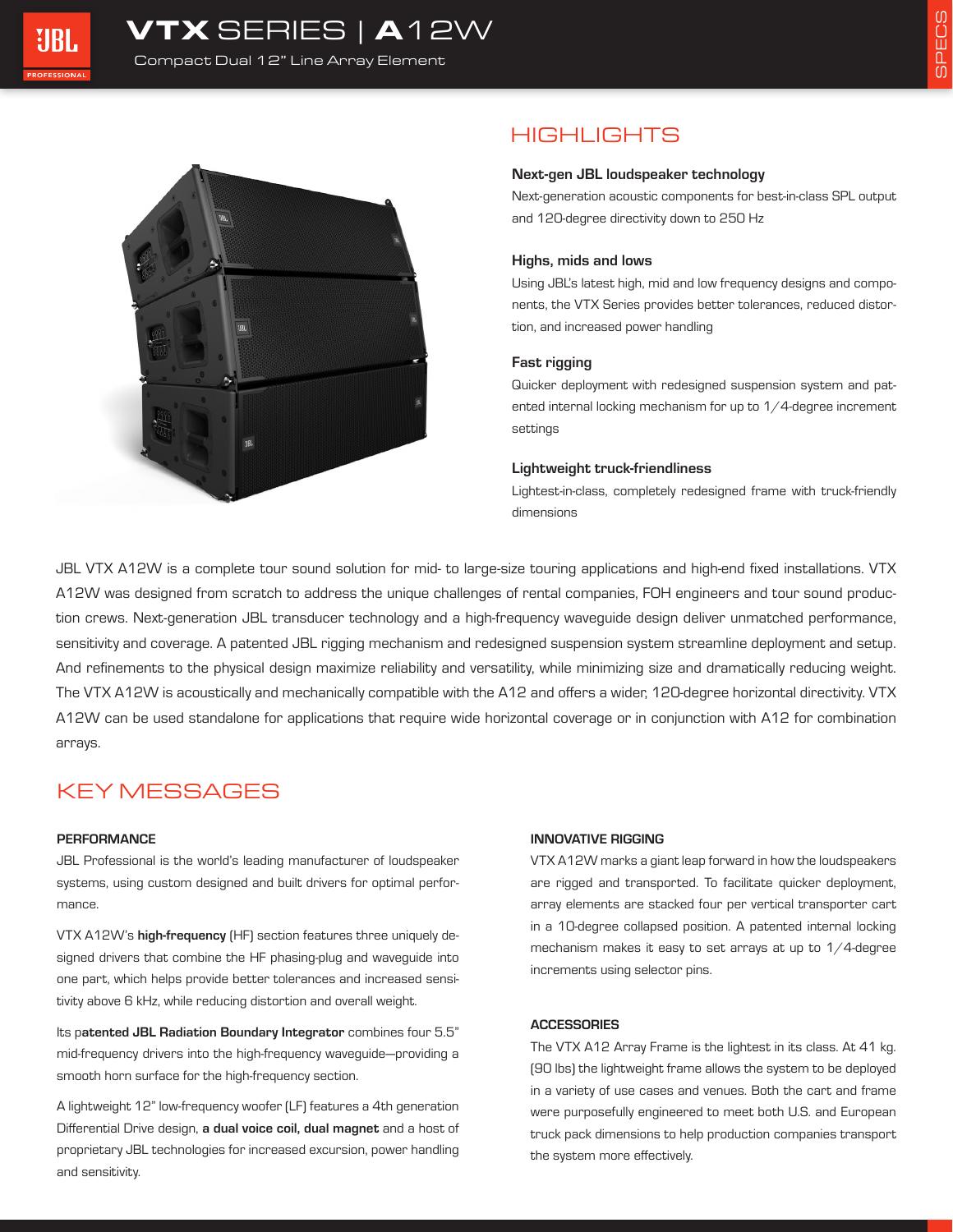# VTX SERIES | A12W

Compact Dual 12" Line Array Element

## HIGHLIGHTS

**Next-gen JBL loudspeaker technology**

Next-generation acoustic components for best-in-class SPL output and 120-degree directivity down to 250 Hz

**Highs, mids and lows**

Using JBL's latest high, mid and low frequency designs and components, the VTX Series provides better tolerances, reduced distortion, and increased power handling

**Fast rigging**

Quicker deployment with redesigned suspension system and patented internal locking mechanism for up to 1/4-degree increment settings

**Lightweight truck-friendliness**

Lightest-in-class, completely redesigned frame with truck-friendly dimensions

JBL VTX A12W is a complete tour sound solution for mid- to large-size touring applications and high-end fixed installations. VTX A12W was designed from scratch to address the unique challenges of rental companies, FOH engineers and tour sound production crews. Next-generation JBL transducer technology and a high-frequency waveguide design deliver unmatched performance, sensitivity and coverage. A patented JBL rigging mechanism and redesigned suspension system streamline deployment and setup. And refinements to the physical design maximize reliability and versatility, while minimizing size and dramatically reducing weight. The VTX A12W is acoustically and mechanically compatible with the A12 and offers a wider, 120-degree horizontal directivity. VTX A12W can be used standalone for applications that require wide horizontal coverage or in conjunction with A12 for combination arrays.

## KEY MESSAGES

### PERFORMANCE

JBL Professional is the world's leading manufacturer of loudspeaker systems, using custom designed and built drivers for optimal performance.

VTX A12W's **high-frequency** (HF) section features three uniquely designed drivers that combine the HF phasing-plug and waveguide into one part, which helps provide better tolerances and increased sensitivity above 6 kHz, while reducing distortion and overall weight.

Its p**atented JBL Radiation Boundary Integrator** combines four 5.5" mid-frequency drivers into the high-frequency waveguide—providing a smooth horn surface for the high-frequency section.

A lightweight 12" low-frequency woofer (LF) features a 4th generation Differential Drive design, **a dual voice coil, dual magnet** and a host of proprietary JBL technologies for increased excursion, power handling and sensitivity.

### INNOVATIVE RIGGING

VTX A12W marks a giant leap forward in how the loudspeakers are rigged and transported. To facilitate quicker deployment, array elements are stacked four per vertical transporter cart in a 10-degree collapsed position. A patented internal locking mechanism makes it easy to set arrays at up to 1/4-degree increments using selector pins.

### ACCESSORIES

The VTX A12 Array Frame is the lightest in its class. At 41 kg. (90 lbs) the lightweight frame allows the system to be deployed in a variety of use cases and venues. Both the cart and frame were purposefully engineered to meet both U.S. and European truck pack dimensions to help production companies transport the system more effectively.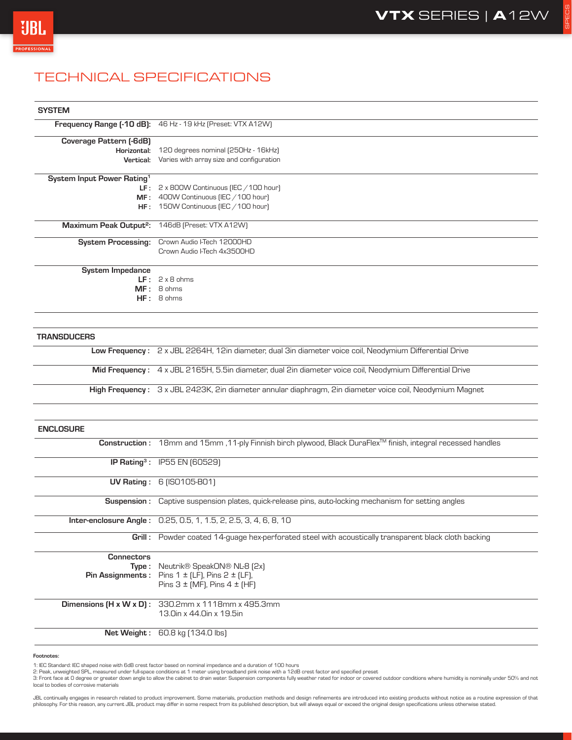# TECHNICAL SPECIFICATIONS

## SYSTEM

| | |
|---|---|
| **Frequency Range (-10 dB):** | 46 Hz - 19 kHz (Preset: VTX A12W) |
| **Coverage Pattern (-6dB)** | |
| **Horizontal:** | 120 degrees nominal (250Hz - 16kHz) |
| **Vertical:** | Varies with array size and configuration |
| **System Input Power Rating**[1] | |
| **LF :** | 2 x 800W Continuous (IEC / 100 hour) |
| **MF :** | 400W Continuous (IEC / 100 hour) |
| **HF :** | 150W Continuous (IEC / 100 hour) |
| **Maximum Peak Output**[2]**:** | 146dB (Preset: VTX A12W) |
| **System Processing:** | Crown Audio I-Tech 12000HD<br>Crown Audio I-Tech 4x3500HD |
| **System Impedance** | |
| **LF :** | 2 x 8 ohms |
| **MF :** | 8 ohms |
| **HF :** | 8 ohms |

## TRANSDUCERS

| | |
|---|---|
| **Low Frequency :** | 2 x JBL 2264H, 12in diameter, dual 3in diameter voice coil, Neodymium Differential Drive |
| **Mid Frequency :** | 4 x JBL 2165H, 5.5in diameter, dual 2in diameter voice coil, Neodymium Differential Drive |
| **High Frequency :** | 3 x JBL 2423K, 2in diameter annular diaphragm, 2in diameter voice coil, Neodymium Magnet |

## ENCLOSURE

| | |
|---|---|
| **Construction :** | 18mm and 15mm ,11-ply Finnish birch plywood, Black DuraFlex™ finish, integral recessed handles |
| **IP Rating**[3] **:** | IP55 EN (60529) |
| **UV Rating :** | 6 (ISO105-B01) |
| **Suspension :** | Captive suspension plates, quick-release pins, auto-locking mechanism for setting angles |
| **Inter-enclosure Angle :** | 0.25, 0.5, 1, 1.5, 2, 2.5, 3, 4, 6, 8, 10 |
| **Grill :** | Powder coated 14-guage hex-perforated steel with acoustically transparent black cloth backing |
| **Connectors** | |
| **Type :** | Neutrik® SpeakON® NL-8 (2x) |
| **Pin Assignments :** | Pins 1 ± (LF), Pins 2 ± (LF),<br>Pins 3 ± (MF), Pins 4 ± (HF) |
| **Dimensions (H x W x D) :** | 330.2mm x 1118mm x 495.3mm<br>13.0in x 44.0in x 19.5in |
| **Net Weight :** | 60.8 kg (134.0 lbs) |

**Footnotes:**

1: IEC Standard: IEC shaped noise with 6dB crest factor based on nominal impedance and a duration of 100 hours
2: Peak, unweighted SPL, measured under full-space conditions at 1 meter using broadband pink noise with a 12dB crest factor and specified preset
3: Front face at 0 degree or greater down angle to allow the cabinet to drain water. Suspension components fully weather rated for indoor or covered outdoor conditions where humidity is nominally under 50% and not local to bodies of corrosive materials

JBL continually engages in research related to product improvement. Some materials, production methods and design refinements are introduced into existing products without notice as a routine expression of that philosophy. For this reason, any current JBL product may differ in some respect from its published description, but will always equal or exceed the original design specifications unless otherwise stated.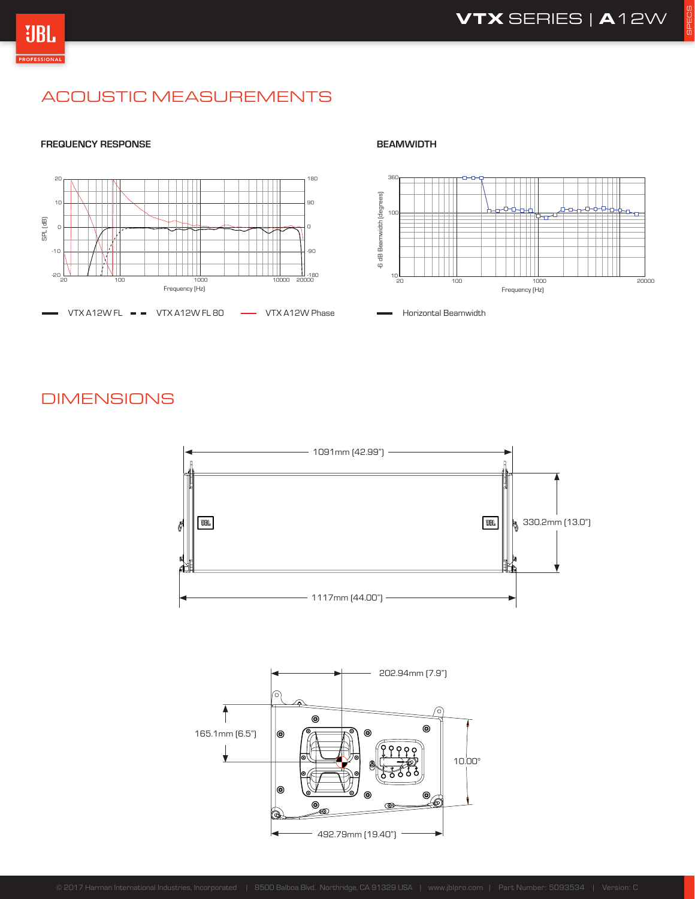## ACOUSTIC MEASUREMENTS

### FREQUENCY RESPONSE

20
10
0
-10
-20
SPL (dB)
180
90
0
-90
-180
20
100
1000
10000
20000
Frequency (Hz)

VTX A12W FL
VTX A12W FL 80
VTX A12W Phase

### BEAMWIDTH

360
100
10
-6 dB Beamwidth (degrees)
20
100
1000
20000
Frequency (Hz)

Horizontal Beamwidth

## DIMENSIONS

1091mm (42.99")

330.2mm (13.0")

1117mm (44.00")

202.94mm (7.9")

165.1mm (6.5")

10.00°

492.79mm (19.40")